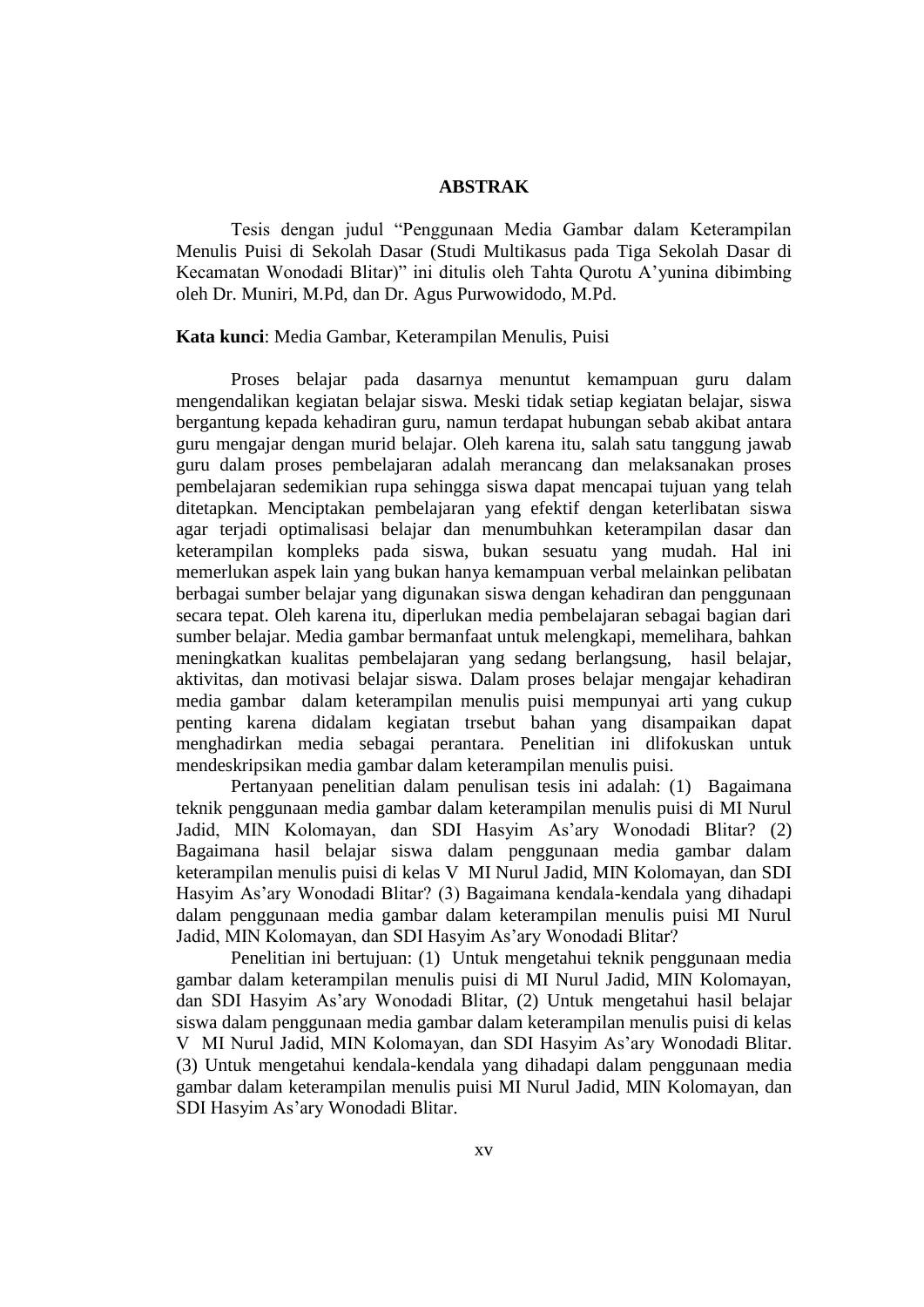# ABSTRAK

Tesis dengan judul “Penggunaan Media Gambar dalam Keterampilan Menulis Puisi di Sekolah Dasar (Studi Multikasus pada Tiga Sekolah Dasar di Kecamatan Wonodadi Blitar)” ini ditulis oleh Tahta Qurotu A’yunina dibimbing oleh Dr. Muniri, M.Pd, dan Dr. Agus Purwowidodo, M.Pd.

**Kata kunci**: Media Gambar, Keterampilan Menulis, Puisi

Proses belajar pada dasarnya menuntut kemampuan guru dalam mengendalikan kegiatan belajar siswa. Meski tidak setiap kegiatan belajar, siswa bergantung kepada kehadiran guru, namun terdapat hubungan sebab akibat antara guru mengajar dengan murid belajar. Oleh karena itu, salah satu tanggung jawab guru dalam proses pembelajaran adalah merancang dan melaksanakan proses pembelajaran sedemikian rupa sehingga siswa dapat mencapai tujuan yang telah ditetapkan. Menciptakan pembelajaran yang efektif dengan keterlibatan siswa agar terjadi optimalisasi belajar dan menumbuhkan keterampilan dasar dan keterampilan kompleks pada siswa, bukan sesuatu yang mudah. Hal ini memerlukan aspek lain yang bukan hanya kemampuan verbal melainkan pelibatan berbagai sumber belajar yang digunakan siswa dengan kehadiran dan penggunaan secara tepat. Oleh karena itu, diperlukan media pembelajaran sebagai bagian dari sumber belajar. Media gambar bermanfaat untuk melengkapi, memelihara, bahkan meningkatkan kualitas pembelajaran yang sedang berlangsung, hasil belajar, aktivitas, dan motivasi belajar siswa. Dalam proses belajar mengajar kehadiran media gambar dalam keterampilan menulis puisi mempunyai arti yang cukup penting karena didalam kegiatan trsebut bahan yang disampaikan dapat menghadirkan media sebagai perantara. Penelitian ini dlifokuskan untuk mendeskripsikan media gambar dalam keterampilan menulis puisi.

Pertanyaan penelitian dalam penulisan tesis ini adalah: (1) Bagaimana teknik penggunaan media gambar dalam keterampilan menulis puisi di MI Nurul Jadid, MIN Kolomayan, dan SDI Hasyim As’ary Wonodadi Blitar? (2) Bagaimana hasil belajar siswa dalam penggunaan media gambar dalam keterampilan menulis puisi di kelas V MI Nurul Jadid, MIN Kolomayan, dan SDI Hasyim As’ary Wonodadi Blitar? (3) Bagaimana kendala-kendala yang dihadapi dalam penggunaan media gambar dalam keterampilan menulis puisi MI Nurul Jadid, MIN Kolomayan, dan SDI Hasyim As’ary Wonodadi Blitar?

Penelitian ini bertujuan: (1) Untuk mengetahui teknik penggunaan media gambar dalam keterampilan menulis puisi di MI Nurul Jadid, MIN Kolomayan, dan SDI Hasyim As’ary Wonodadi Blitar, (2) Untuk mengetahui hasil belajar siswa dalam penggunaan media gambar dalam keterampilan menulis puisi di kelas V MI Nurul Jadid, MIN Kolomayan, dan SDI Hasyim As’ary Wonodadi Blitar. (3) Untuk mengetahui kendala-kendala yang dihadapi dalam penggunaan media gambar dalam keterampilan menulis puisi MI Nurul Jadid, MIN Kolomayan, dan SDI Hasyim As’ary Wonodadi Blitar.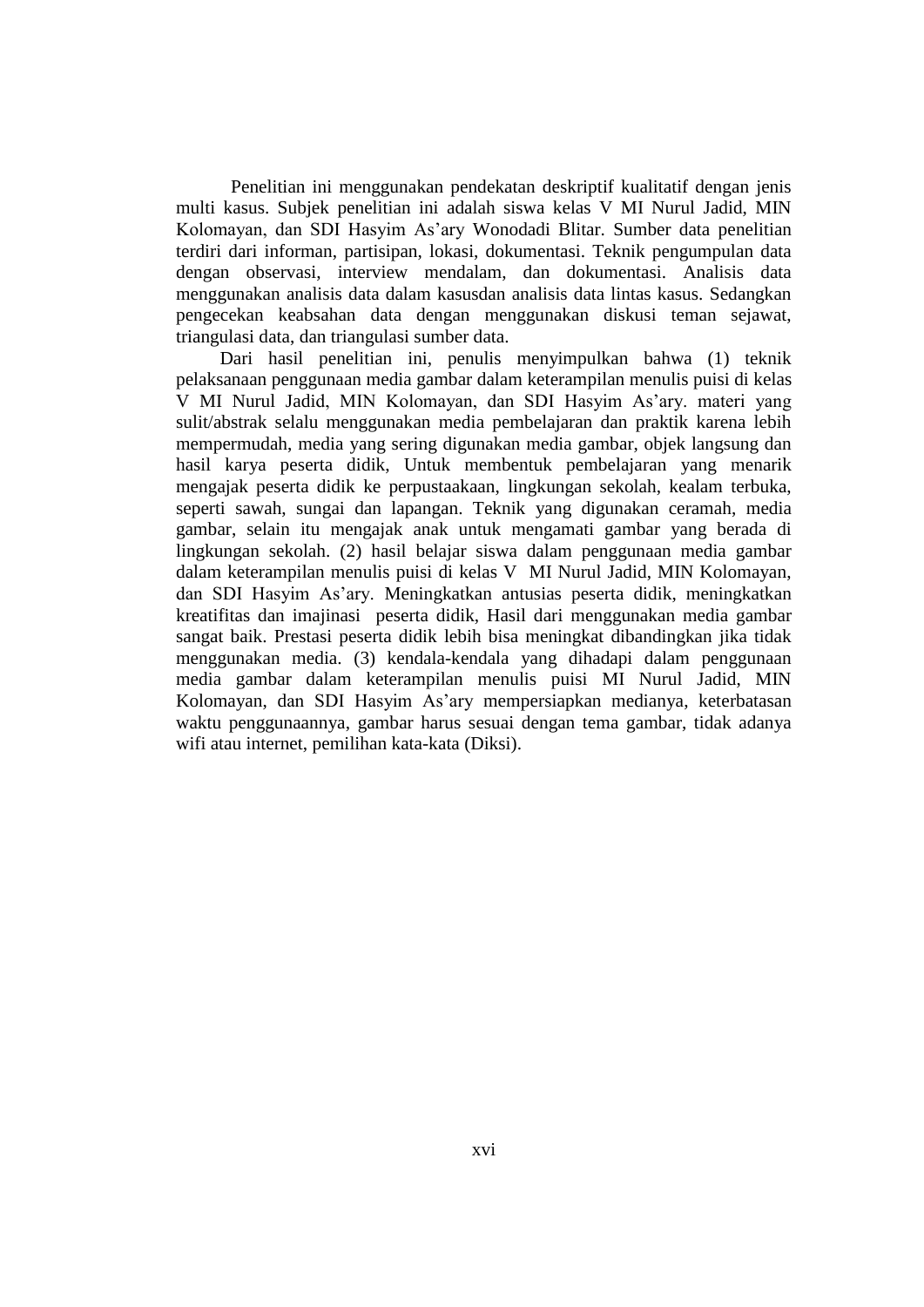Penelitian ini menggunakan pendekatan deskriptif kualitatif dengan jenis multi kasus. Subjek penelitian ini adalah siswa kelas V MI Nurul Jadid, MIN Kolomayan, dan SDI Hasyim As'ary Wonodadi Blitar. Sumber data penelitian terdiri dari informan, partisipan, lokasi, dokumentasi. Teknik pengumpulan data dengan observasi, interview mendalam, dan dokumentasi. Analisis data menggunakan analisis data dalam kasusdan analisis data lintas kasus. Sedangkan pengecekan keabsahan data dengan menggunakan diskusi teman sejawat, triangulasi data, dan triangulasi sumber data.

Dari hasil penelitian ini, penulis menyimpulkan bahwa (1) teknik pelaksanaan penggunaan media gambar dalam keterampilan menulis puisi di kelas V MI Nurul Jadid, MIN Kolomayan, dan SDI Hasyim As'ary. materi yang sulit/abstrak selalu menggunakan media pembelajaran dan praktik karena lebih mempermudah, media yang sering digunakan media gambar, objek langsung dan hasil karya peserta didik, Untuk membentuk pembelajaran yang menarik mengajak peserta didik ke perpustaakaan, lingkungan sekolah, kealam terbuka, seperti sawah, sungai dan lapangan. Teknik yang digunakan ceramah, media gambar, selain itu mengajak anak untuk mengamati gambar yang berada di lingkungan sekolah. (2) hasil belajar siswa dalam penggunaan media gambar dalam keterampilan menulis puisi di kelas V MI Nurul Jadid, MIN Kolomayan, dan SDI Hasyim As'ary. Meningkatkan antusias peserta didik, meningkatkan kreatifitas dan imajinasi peserta didik, Hasil dari menggunakan media gambar sangat baik. Prestasi peserta didik lebih bisa meningkat dibandingkan jika tidak menggunakan media. (3) kendala-kendala yang dihadapi dalam penggunaan media gambar dalam keterampilan menulis puisi MI Nurul Jadid, MIN Kolomayan, dan SDI Hasyim As'ary mempersiapkan medianya, keterbatasan waktu penggunaannya, gambar harus sesuai dengan tema gambar, tidak adanya wifi atau internet, pemilihan kata-kata (Diksi).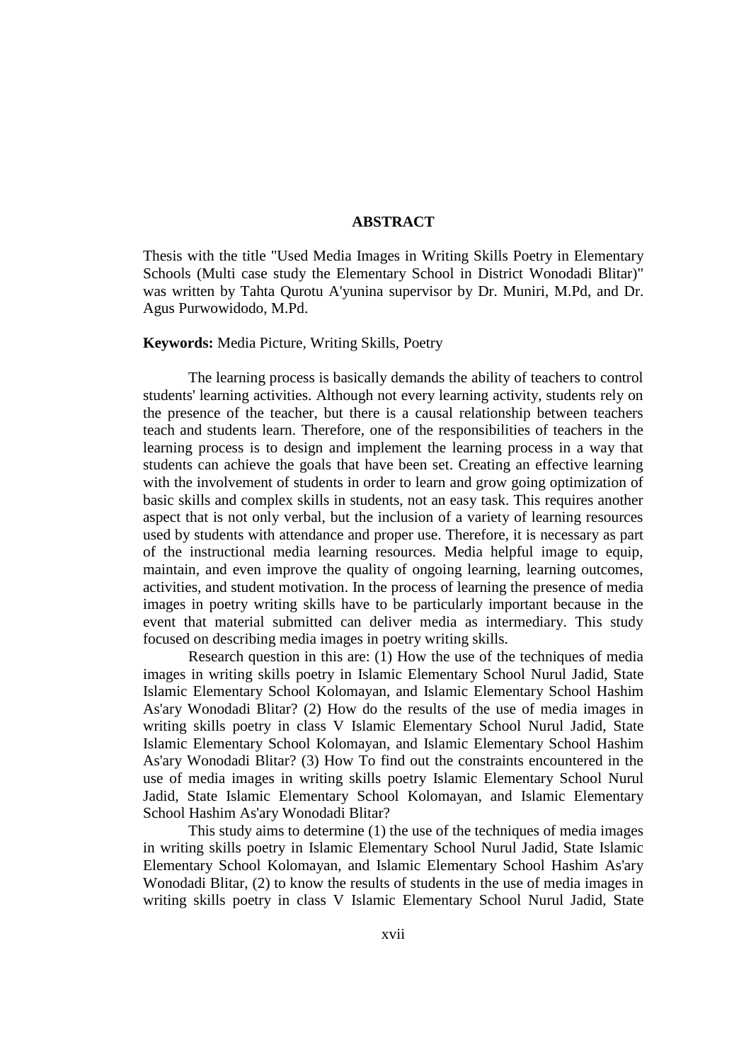# ABSTRACT

Thesis with the title "Used Media Images in Writing Skills Poetry in Elementary Schools (Multi case study the Elementary School in District Wonodadi Blitar)" was written by Tahta Qurotu A'yunina supervisor by Dr. Muniri, M.Pd, and Dr. Agus Purwowidodo, M.Pd.

**Keywords:** Media Picture, Writing Skills, Poetry

The learning process is basically demands the ability of teachers to control students' learning activities. Although not every learning activity, students rely on the presence of the teacher, but there is a causal relationship between teachers teach and students learn. Therefore, one of the responsibilities of teachers in the learning process is to design and implement the learning process in a way that students can achieve the goals that have been set. Creating an effective learning with the involvement of students in order to learn and grow going optimization of basic skills and complex skills in students, not an easy task. This requires another aspect that is not only verbal, but the inclusion of a variety of learning resources used by students with attendance and proper use. Therefore, it is necessary as part of the instructional media learning resources. Media helpful image to equip, maintain, and even improve the quality of ongoing learning, learning outcomes, activities, and student motivation. In the process of learning the presence of media images in poetry writing skills have to be particularly important because in the event that material submitted can deliver media as intermediary. This study focused on describing media images in poetry writing skills.

Research question in this are: (1) How the use of the techniques of media images in writing skills poetry in Islamic Elementary School Nurul Jadid, State Islamic Elementary School Kolomayan, and Islamic Elementary School Hashim As'ary Wonodadi Blitar? (2) How do the results of the use of media images in writing skills poetry in class V Islamic Elementary School Nurul Jadid, State Islamic Elementary School Kolomayan, and Islamic Elementary School Hashim As'ary Wonodadi Blitar? (3) How To find out the constraints encountered in the use of media images in writing skills poetry Islamic Elementary School Nurul Jadid, State Islamic Elementary School Kolomayan, and Islamic Elementary School Hashim As'ary Wonodadi Blitar?

This study aims to determine (1) the use of the techniques of media images in writing skills poetry in Islamic Elementary School Nurul Jadid, State Islamic Elementary School Kolomayan, and Islamic Elementary School Hashim As'ary Wonodadi Blitar, (2) to know the results of students in the use of media images in writing skills poetry in class V Islamic Elementary School Nurul Jadid, State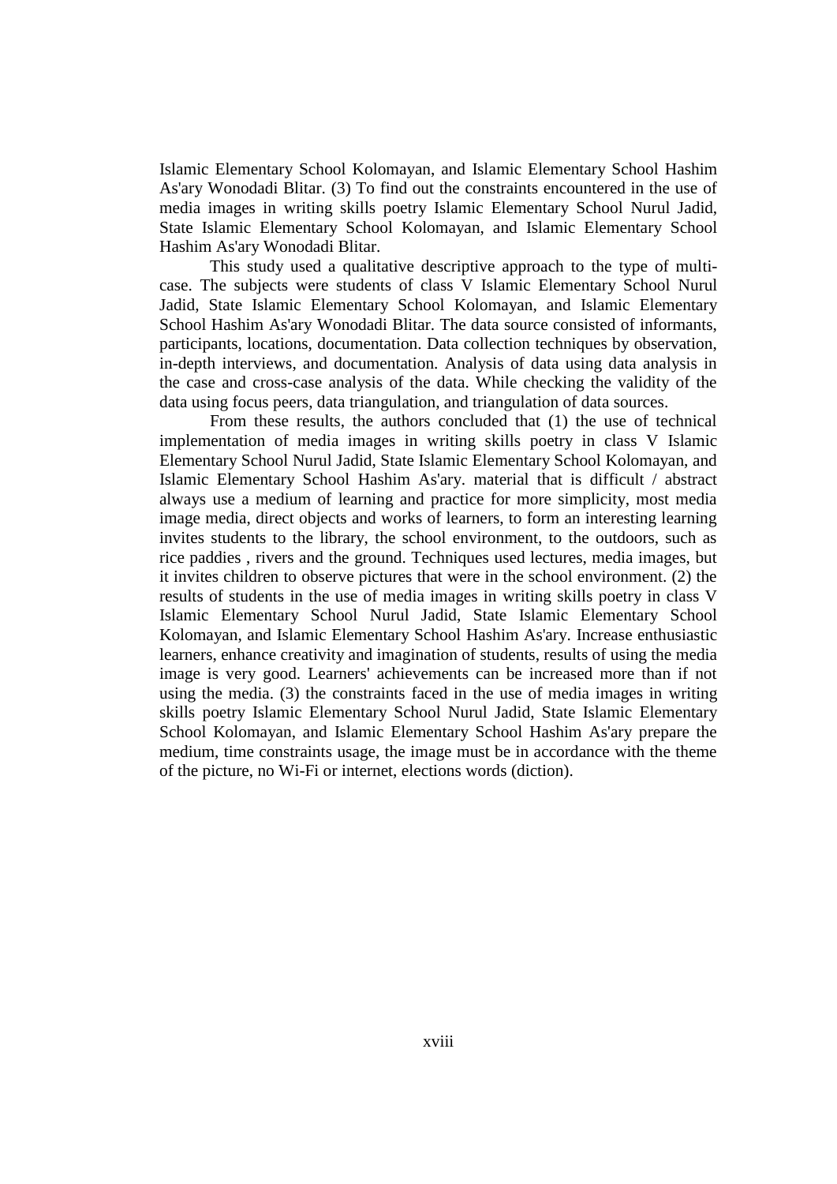Islamic Elementary School Kolomayan, and Islamic Elementary School Hashim As'ary Wonodadi Blitar. (3) To find out the constraints encountered in the use of media images in writing skills poetry Islamic Elementary School Nurul Jadid, State Islamic Elementary School Kolomayan, and Islamic Elementary School Hashim As'ary Wonodadi Blitar.

This study used a qualitative descriptive approach to the type of multi-case. The subjects were students of class V Islamic Elementary School Nurul Jadid, State Islamic Elementary School Kolomayan, and Islamic Elementary School Hashim As'ary Wonodadi Blitar. The data source consisted of informants, participants, locations, documentation. Data collection techniques by observation, in-depth interviews, and documentation. Analysis of data using data analysis in the case and cross-case analysis of the data. While checking the validity of the data using focus peers, data triangulation, and triangulation of data sources.

From these results, the authors concluded that (1) the use of technical implementation of media images in writing skills poetry in class V Islamic Elementary School Nurul Jadid, State Islamic Elementary School Kolomayan, and Islamic Elementary School Hashim As'ary. material that is difficult / abstract always use a medium of learning and practice for more simplicity, most media image media, direct objects and works of learners, to form an interesting learning invites students to the library, the school environment, to the outdoors, such as rice paddies , rivers and the ground. Techniques used lectures, media images, but it invites children to observe pictures that were in the school environment. (2) the results of students in the use of media images in writing skills poetry in class V Islamic Elementary School Nurul Jadid, State Islamic Elementary School Kolomayan, and Islamic Elementary School Hashim As'ary. Increase enthusiastic learners, enhance creativity and imagination of students, results of using the media image is very good. Learners' achievements can be increased more than if not using the media. (3) the constraints faced in the use of media images in writing skills poetry Islamic Elementary School Nurul Jadid, State Islamic Elementary School Kolomayan, and Islamic Elementary School Hashim As'ary prepare the medium, time constraints usage, the image must be in accordance with the theme of the picture, no Wi-Fi or internet, elections words (diction).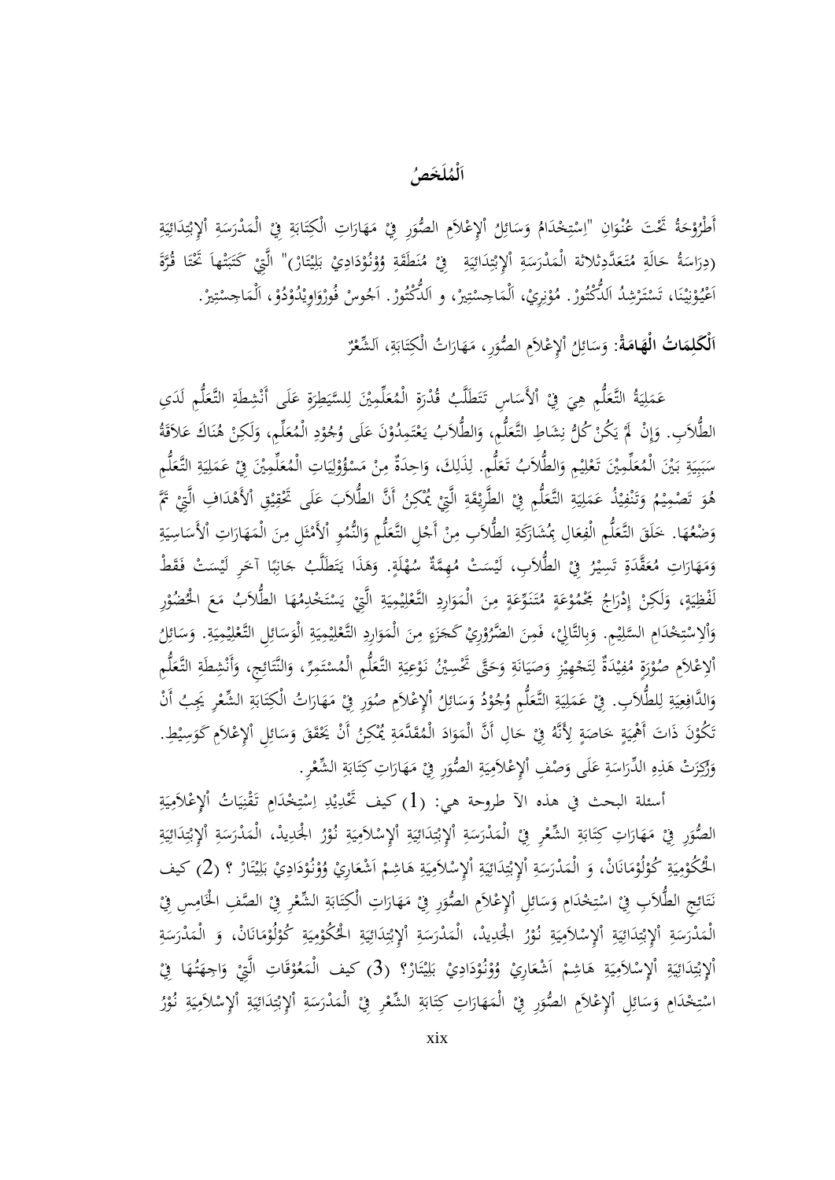# اَلْمُلَخَصُ

أَطْرُوْحَةُ تَحْتَ عُنْوَانِ "اِسْتِخْدَامُ وَسَائِلُ اْلإِعْلاَمِ الصُّوَرِ فِيْ مَهَارَاتِ الْكِتَابَةِ فِي الْمَدْرَسَةِ اْلإِبْتِدَائِيَةِ (دِرَاسَةُ حَالَةِ مُتَعَدِّدِثلاثة الْمَدْرَسَةِ اْلإِبْتِدَائِيَةِ فِيْ مُنَطَقَةِ وُوْنُوْدَادِيْ بَلِيْتَارْ)" الَّتِيْ كَتَبَتْهَا تَحْتَا قُرَّةَ اَعْيُوْنِيْنَا، تَسْتَرْشِدُ اَلدُّكْتُوْر. مُوْنِيرِيْ، الْمَاجِسْتِيرْ، و اَلدُّكْتُورْ. اَجُوسْ فُورْوَاوِيْدُوْدُوْ، الْمَاجِسْتِيرْ.

**اَلْكَلِمَاتُ الْهَامَةُ:** وَسَائِلُ اْلإِعْلاَمِ الصُّوَرِ، مَهَارَاتُ الْكِتَابَةِ، اَلشِّعْرُ

عَمَلِيَةُ التَّعَلُّمِ هِيَ فِيْ اْلأَسَاسِ تَتَطَلَّبُ قُدْرَةِ الْمُعَلِّمِيْنَ لِلسَّيْطَرَةِ عَلَى أَنْشِطَةِ التَّعَلُّمِ لَدَى الطُّلاَبِ. وَإِنْ لَمْ يَكُنْ كُلُّ نِشَاطِ التَّعَلُّمِ، وَالطُّلاَبُ يَعْتَمِدُوْنَ عَلَى وُجُوْدِ الْمُعَلِّمِ، وَلَكِنْ هُنَاكَ عَلاَقَةُ سَبَبِيَةِ بَيْنَ الْمُعَلِّمِيْنَ تَعْلِيْمِ وَالطُّلاَبُ تَعَلُّمِ. لِذَلِكَ، وَاحِدَةٌ مِنْ مَسْؤُوْلِيَاتِ الْمُعَلِّمِيْنَ فِيْ عَمَلِيَةِ التَّعَلُّمِ هُوَ تَصْمِيْمُ وَتَنْفِيْذُ عَمَلِيَةِ التَّعَلُّمِ فِي الطَّرِيْقَةِ الَّتِيْ يُمْكِنُ أَنَّ الطُّلاَبَ عَلَى تَحْقِيْقِ اْلأَهْدَافِ الَّتِيْ تَمَّ وَضْعُهَا. خَلَقَ التَّعَلُّمِ الْفِعَالِ بِمُشَارَكَةِ الطُّلاَبِ مِنْ أَجْلِ التَّعَلُّمِ وَالنُّمُوِ اْلأَمْثَلِ مِنَ الْمَهَارَاتِ اْلأَسَاسِيَةِ وَمَهَارَاتِ مُعَقَّدَةِ تَسِيْرُ فِيْ الطُّلاَبِ، لَيْسَتْ مُهِمَّةٌ سُهْلَةٍ. وَهَذَا يَتَطَلَّبُ جَانِبًا آخَرِ لَيْسَتْ فَقَطْ لَفْظِيَةٍ، وَلَكِنْ إِدْرَاجُ مَجْمُوْعَةٍ مُتَنَوِّعَةٍ مِنَ الْمَوَارِدِ التَّعْلِيْمِيَةِ الَّتِيْ يَسْتَخْدِمُهَا الطُّلاَبُ مَعَ الْحُضُوْرِ وَاْلاِسْتِخْدَامِ السَّلِيْمِ. وَبِالتَّالِيْ، فَمِنَ الضَّرُوْرِيْ كَجَزءِ مِنَ الْمَوَارِدِ التَّعْلِيْمِيَةِ الْوَسَائِلِ التَّعْلِيْمِيَةِ. وَسَائِلُ اْلإِعْلاَمِ صُوْرَةٍ مُفِيْدَةٌ لِتَجْهِيْزِ وَصِيَانَةِ وَحَتَّى تَحْسِيْنُ نَوْعِيَةِ التَّعَلُّمِ الْمُسْتَمِرِّ، وَالنَّتَائِجِ، وَأَنْشِطَةِ التَّعَلُّمِ وَالدَّافِعِيَةِ لِلطُّلاَبِ. فِيْ عَمَلِيَةِ التَّعَلُّمِ وُجُوْدُ وَسَائِلُ اْلإِعْلاَمِ صُوَرِ فِيْ مَهَارَاتُ الْكِتَابَةِ الشِّعْرِ يَجِبُ أَنْ تَكُوْنَ ذَاتَ أَهْمِيَةٍ خَاصَةٍ لِأَنَّهُ فِيْ حَالِ أَنَّ الْمَوَادَ الْمُقَدَّمَةِ يُمْكِنُ أَنْ يَحْقِّقَ وَسَائِلِ اْلإِعْلاَمِ كَوَسِيْطِ. وَرَكِزَتْ هَذِهِ الدِّرَاسَةِ عَلَى وَصْفِ اْلإِعْلاَمِيَةِ الصُّوَرِ فِيْ مَهَارَاتِ كِتَابَةِ الشِّعْرِ.

أسئلة البحث في هذه الآ طروحة هي: (1) كيف تَحْدِيْدِ اِسْتِخْدَامِ تَقْنِيَاتُ اْلإِعْلاَمِيَةِ الصُّوَرِ فِيْ مَهَارَاتِ كِتَابَةِ الشِّعْرِ فِيْ الْمَدْرَسَةِ اْلإِبْتِدَائِيَةِ اْلإِسْلاَمِيَةِ نُوْرُ الْجَدِيدْ، الْمَدْرَسَةِ اْلإِبْتِدَائِيَةِ الْحُكُوْمِيَةِ كُوْلُوْمَانَانْ، وَ الْمَدْرَسَةِ اْلإِبْتِدَائِيَةِ اْلإِسْلاَمِيَةِ هَاشِمْ اَشْعَارِيْ وُوْنُوْدَادِيْ بَلِيْتَارْ ؟ (2) كيف نَتَائِجِ الطُّلاَبِ فِيْ اسْتِخْدَامِ وَسَائِلِ اْلإِعْلاَمِ الصُّوَرِ فِيْ مَهَارَاتِ الْكِتَابَةِ الشِّعْرِ فِيْ الصَّفِ الْخَامِسِ فِيْ الْمَدْرَسَةِ اْلإِبْتِدَائِيَةِ اْلإِسْلاَمِيَةِ نُوْرُ الْجَدِيدْ، الْمَدْرَسَةِ اْلإِبْتِدَائِيَةِ الْحُكُوْمِيَةِ كُوْلُوْمَانَانْ، وَ الْمَدْرَسَةِ اْلإِبْتِدَائِيَةِ اْلإِسْلاَمِيَةِ هَاشِمْ اَشْعَارِيْ وُوْنُوْدَادِيْ بَلِيْتَارْ؟ (3) كيف الْمَعُوْقَاتِ الَّتِيْ وَاجِهَتُهَا فِيْ اسْتِخْدَامِ وَسَائِلِ اْلإِعْلاَمِ الصُّوَرِ فِيْ الْمَهَارَاتِ كِتَابَةِ الشِّعْرِ فِيْ الْمَدْرَسَةِ اْلإِبْتِدَائِيَةِ اْلإِسْلاَمِيَةِ نُوْرُ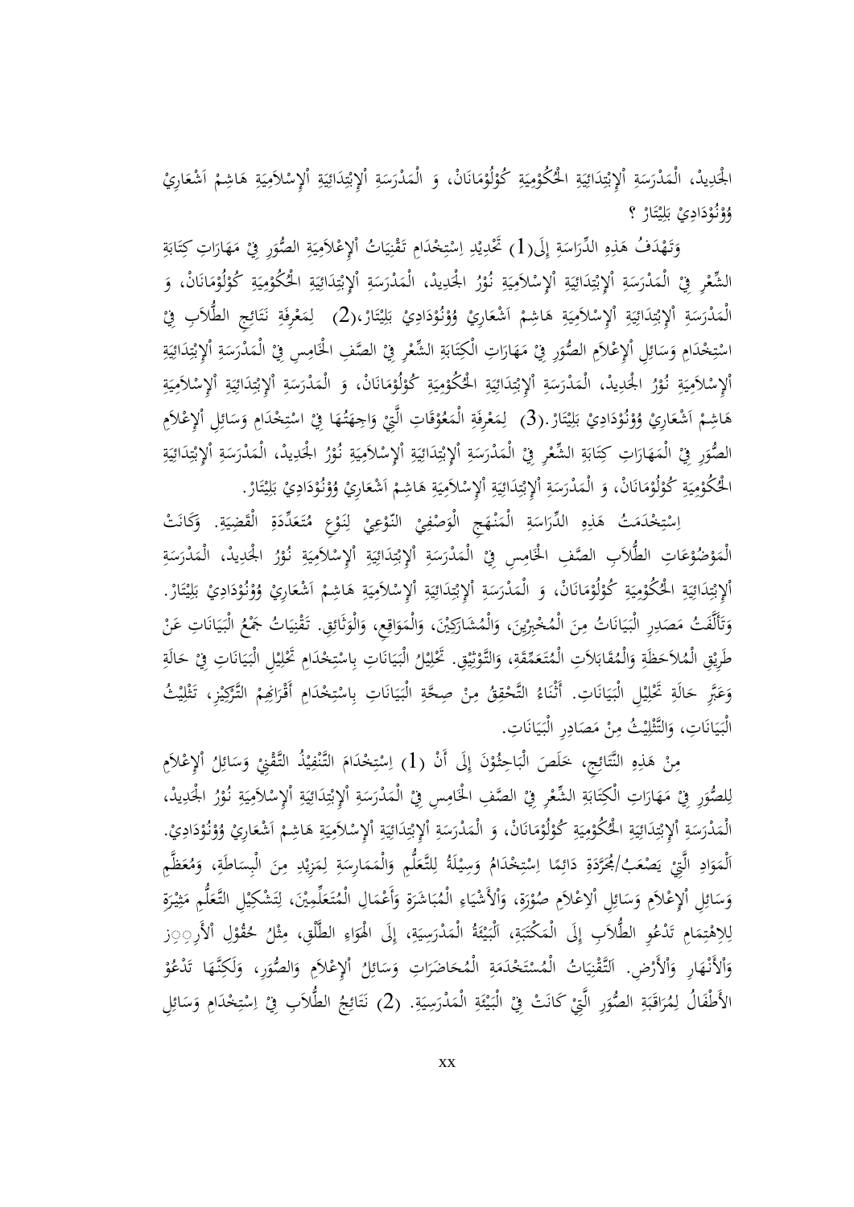الْجَدِيدْ، الْمَدْرَسَةِ اْلإِبْتِدَائِيَةِ الْحُكُوْمِيَةِ كُوْلُوْمَانَانْ، وَ الْمَدْرَسَةِ اْلإِبْتِدَائِيَةِ الإِسْلاَمِيَةِ هَاشِمْ اَشْعَارِيْ وُوْنُوْدَادِيْ بَلِيْتَارْ ؟

وَتَهْدَفُ هَذِهِ الدِّرَاسَةِ إِلَى(1) تَحْدِيْدِ اِسْتِخْدَامِ تَقْنِيَاتُ اْلإِعْلاَمِيَةِ الصُّوَرِ فِيْ مَهَارَاتِ كِتَابَةِ الشِّعْرِ فِيْ الْمَدْرَسَةِ اْلإِبْتِدَائِيَةِ الإِسْلاَمِيَةِ نُوْرُ الْجَدِيدْ، الْمَدْرَسَةِ اْلإِبْتِدَائِيَةِ الْحُكُوْمِيَةِ كُوْلُوْمَانَانْ، وَ الْمَدْرَسَةِ اْلإِبْتِدَائِيَةِ اْلإِسْلاَمِيَةِ هَاشِمْ اَشْعَارِيْ وُوْنُوْدَادِيْ بَلِيْتَارْ،(2) لِمَعْرِفَةِ نَتَائِجِ الطُّلاَبِ فِيْ اسْتِخْدَامِ وَسَائِلِ اْلإِعْلاَمِ الصُّوَرِ فِيْ مَهَارَاتِ الْكِتَابَةِ الشِّعْرِ فِيْ الصَّفِ الْخَامِسِ فِيْ الْمَدْرَسَةِ اْلإِبْتِدَائِيَةِ اْلإِسْلاَمِيَةِ نُوْرُ الْجَدِيدْ، الْمَدْرَسَةِ اْلإِبْتِدَائِيَةِ الْحُكُوْمِيَةِ كُوْلُوْمَانَانْ، وَ الْمَدْرَسَةِ اْلإِبْتِدَائِيَةِ الإِسْلاَمِيَةِ هَاشِمْ اَشْعَارِيْ وُوْنُوْدَادِيْ بَلِيْتَارْ.(3) لِمَعْرِفَةِ الْمَعُوْقَاتِ الَّتِيْ وَاجِهَتُهَا فِيْ اسْتِخْدَامِ وَسَائِلِ اْلإِعْلاَمِ الصُّوَرِ فِيْ الْمَهَارَاتِ كِتَابَةِ الشِّعْرِ فِيْ الْمَدْرَسَةِ اْلإِبْتِدَائِيَةِ الإِسْلاَمِيَةِ نُوْرُ الْجَدِيدْ، الْمَدْرَسَةِ اْلإِبْتِدَائِيَةِ الْحُكُوْمِيَةِ كُوْلُوْمَانَانْ، وَ الْمَدْرَسَةِ اْلإِبْتِدَائِيَةِ اْلإِسْلاَمِيَةِ هَاشِمْ اَشْعَارِيْ وُوْنُوْدَادِيْ بَلِيْتَارْ.

اِسْتِخْدَمَتْ هَذِهِ الدِّرَاسَةِ الْمَنْهَجِ الْوَصْفِيْ النَّوْعِيْ لِنَوْعِ مُتَعَدِّدَةِ الْقَضِيَةِ. وَكَانَتْ الْمَوْضُوْعَاتِ الطُّلاَبِ الصَّفِ الْخَامِسِ فِيْ الْمَدْرَسَةِ اْلإِبْتِدَائِيَةِ اْلإِسْلاَمِيَةِ نُوْرُ الْجَدِيدْ، الْمَدْرَسَةِ اْلإِبْتِدَائِيَةِ الْحُكُوْمِيَةِ كُوْلُوْمَانَانْ، وَ الْمَدْرَسَةِ اْلإِبْتِدَائِيَةِ اْلإِسْلاَمِيَةِ هَاشِمْ اَشْعَارِيْ وُوْنُوْدَادِيْ بَلِيْتَارْ. وَتَأَلَّفَتْ مَصَدِرِ الْبَيَانَاتُ مِنَ الْمُخْبِرِيْنَ، وَالْمُشَارَكِيْنَ، وَالْمَوَاقِعِ، وَالْوَثَائِقِ. تَقْنِيَاتُ جَمْعُ الْبَيَانَاتِ عَنْ طَرِيْقِ الْمُلاَحَظَةِ وَالْمُقَابَلاَتِ الْمُتَعَمِّقَةِ، وَالتَّوْثِيْقِ. تَحْلِيْلُ الْبَيَانَاتِ بِاسْتِخْدَامِ تَحْلِيْلِ الْبَيَانَاتِ فِيْ حَالَةِ وَعَبَّرَ حَالَةِ تَحْلِيْلِ الْبَيَانَاتِ. أَثْنَاءُ التَّحْقِقُ مِنْ صِحَّةِ الْبَيَانَاتِ بِاسْتِخْدَامِ أَقْرَانِهِمْ التَّرْكِيْزِ، تَثْلِيْثُ الْبَيَانَاتِ، وَالتَّثْلِيْثُ مِنْ مَصَادِرِ الْبَيَانَاتِ.

مِنْ هَذِهِ النَّتَائِجِ، خَلَصَ الْبَاحِثُوْنَ إِلَى أَنْ (1) اِسْتِخْدَامَ التَّنْفِيْذُ التَّقْنِيْ وَسَائِلُ اْلإِعْلاَمِ لِلصُّوَرِ فِيْ مَهَارَاتِ الْكِتَابَةِ الشِّعْرِ فِيْ الصَّفِ الْخَامِسِ فِيْ الْمَدْرَسَةِ اْلإِبْتِدَائِيَةِ اْلإِسْلاَمِيَةِ نُوْرُ الْجَدِيدْ، الْمَدْرَسَةِ اْلإِبْتِدَائِيَةِ الْحُكُوْمِيَةِ كُوْلُوْمَانَانْ، وَ الْمَدْرَسَةِ اْلإِبْتِدَائِيَةِ اْلإِسْلاَمِيَةِ هَاشِمْ اَشْعَارِيْ وُوْنُوْدَادِيْ. اَلْمَوَادِ الَّتِيْ يَصْعَبُ/مُجَرَّدَةِ دَائِمًا اِسْتِخْدَامُ وَسِيْلَةُ لِلتَّعَلُّمِ وَالْمَمَارِسَةِ لِمَزِيْدِ مِنَ الْبِسَاطَةِ، وَمُعَظَّمِ وَسَائِلِ اْلإِعْلاَمِ وَسَائِلِ اْلإِعْلاَمِ صُوْرَةِ، وَالأَشْيَاءِ الْمُبَاشَرَةِ وَأَعْمَالِ الْمُتَعَلِّمِيْنَ، لِتَشْكِيْلِ التَّعَلُّمِ مَثِيْرَةِ لِلاِهْتِمَامِ تَدْعُو الطُّلاَبِ إِلَى الْمَكْتَبَةِ، اَلْبِيْئَةُ الْمَدْرَسِيَةِ، إِلَى الْهَوَاءِ الطَّلْقِ، مِثْلُ حُقُوْلِ اْلأَرُز وَالأَنْهَارِ وَالأَرْضِ. اَلتَّقْنِيَاتُ الْمُسْتَخْدَمَةِ الْمُحَاضَرَاتِ وَسَائِلُ اْلإِعْلاَمِ وَالصُّوَرِ، وَلَكِنَّهَا تَدْعُوْ الأَطْفَالُ لِمُرَاقَبَةِ الصُّوَرِ الَّتِيْ كَانَتْ فِيْ الْبِيْئَةِ الْمَدْرَسِيَةِ. (2) نَتَائِجُ الطُّلاَبِ فِيْ اِسْتِخْدَامِ وَسَائِلِ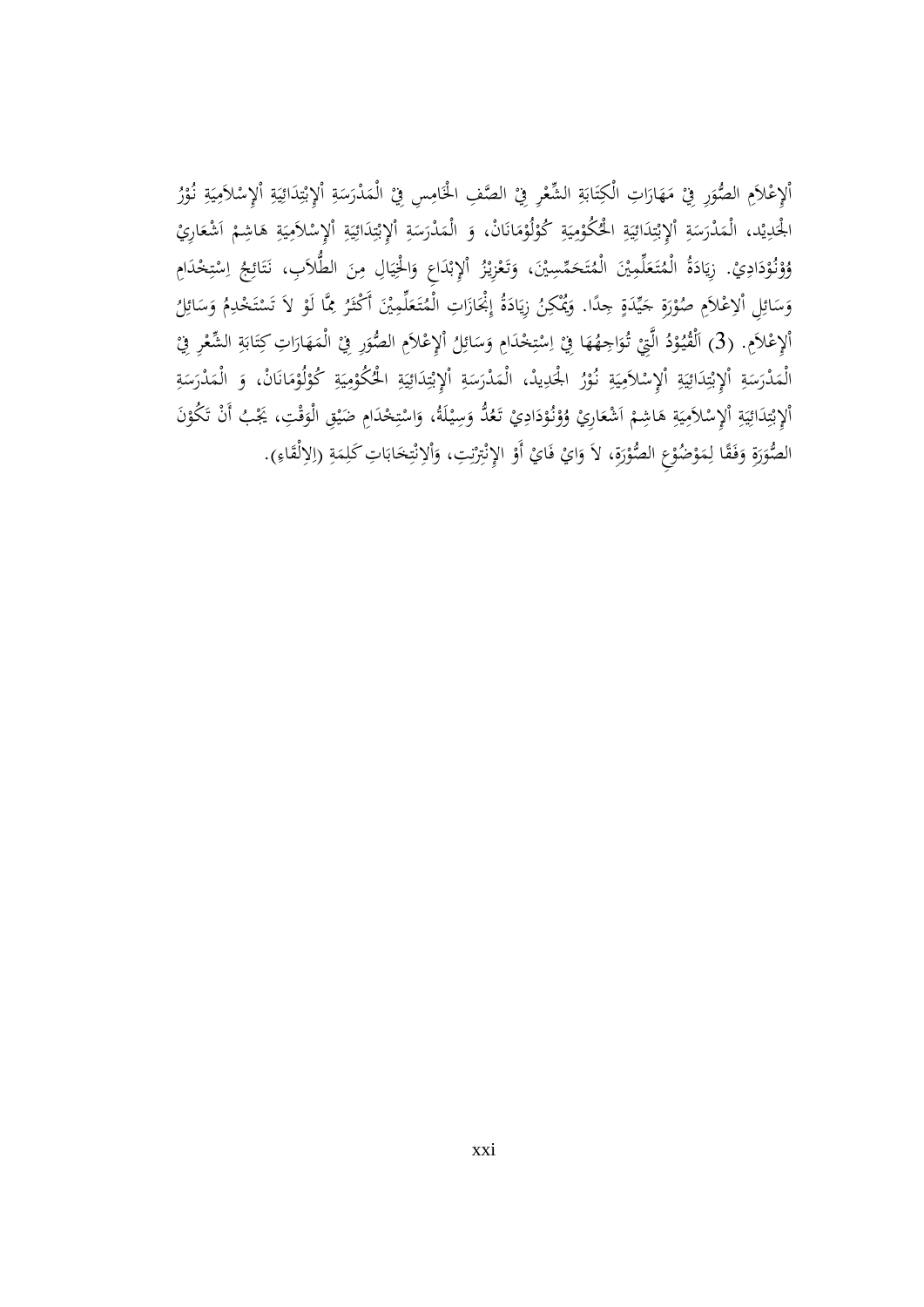ٱلإِعْلاَمِ الصُّوَرِ فِيْ مَهَارَاتِ ٱلْكِتَابَةِ الشِّعْرِ فِيْ الصَّفِ الْخَامِسِ فِيْ الْمَدْرَسَةِ ٱلْإِبْتِدَائِيَةِ ٱلإِسْلاَمِيَةِ نُوْرُ الْجَدِيْد، الْمَدْرَسَةِ ٱلإِبْتِدَائِيَةِ الْحُكُوْمِيَةِ كُوْلُوْمَانَانْ، وَ الْمَدْرَسَةِ ٱلْإِبْتِدَائِيَةِ ٱلإِسْلاَمِيَةِ هَاشِمْ اَشْعَارِيْ وُوْنُوْدَادِيْ. زِيَادَةُ الْمُتَعَلِّمِيْنَ الْمُتَحَمِّسِيْنَ، وَتَعْزِيْزُ ٱلْإِبْدَاعِ وَالْخَيَالِ مِنَ الطُّلاَبِ، نَتَائِجُ اِسْتِخْدَامِ وَسَائِلِ ٱلاِعْلاَمِ صُوْرَةٍ جَيِّدَةٍ جِدًا. وَيُمْكِنُ زِيَادَةُ إِنْجَازَاتِ الْمُتَعَلِّمِيْنَ أَكْثَرُ مِمَّا لَوْ لاَ تَسْتَخْدِمُ وَسَائِلُ ٱلإِعْلاَمِ. (3) اَلْقُيُوْدُ الَّتِيْ تُوَاجِهُهَا فِيْ اِسْتِخْدَامِ وَسَائِلُ ٱلإِعْلاَمِ الصُّوَرِ فِيْ الْمَهَارَاتِ كِتَابَةِ الشِّعْرِ فِيْ الْمَدْرَسَةِ ٱلإِبْتِدَائِيَةِ ٱلإِسْلاَمِيَةِ نُوْرُ الْجَدِيدْ، الْمَدْرَسَةِ ٱلإِبْتِدَائِيَةِ الْحُكُوْمِيَةِ كُوْلُوْمَانَانْ، وَ الْمَدْرَسَةِ ٱلإِبْتِدَائِيَةِ ٱلإِسْلاَمِيَةِ هَاشِمْ اَشْعَارِيْ وُوْنُوْدَادِيْ تَعُدُّ وَسِيْلَةُ، وَاسْتِخْدَامِ ضَيْقِ الْوَقْتِ، يَجِبُ أَنْ تَكُوْنَ الصُّوَرَةِ وَفَقًا لِمَوْضُوْعِ الصُّوْرَةِ، لاَ وَايْ فَايْ أَوْ الإِنْتَرْنِتِ، وَٱلاِنْتِخَابَاتِ كَلِمَةِ (الإِلْقَاءِ).